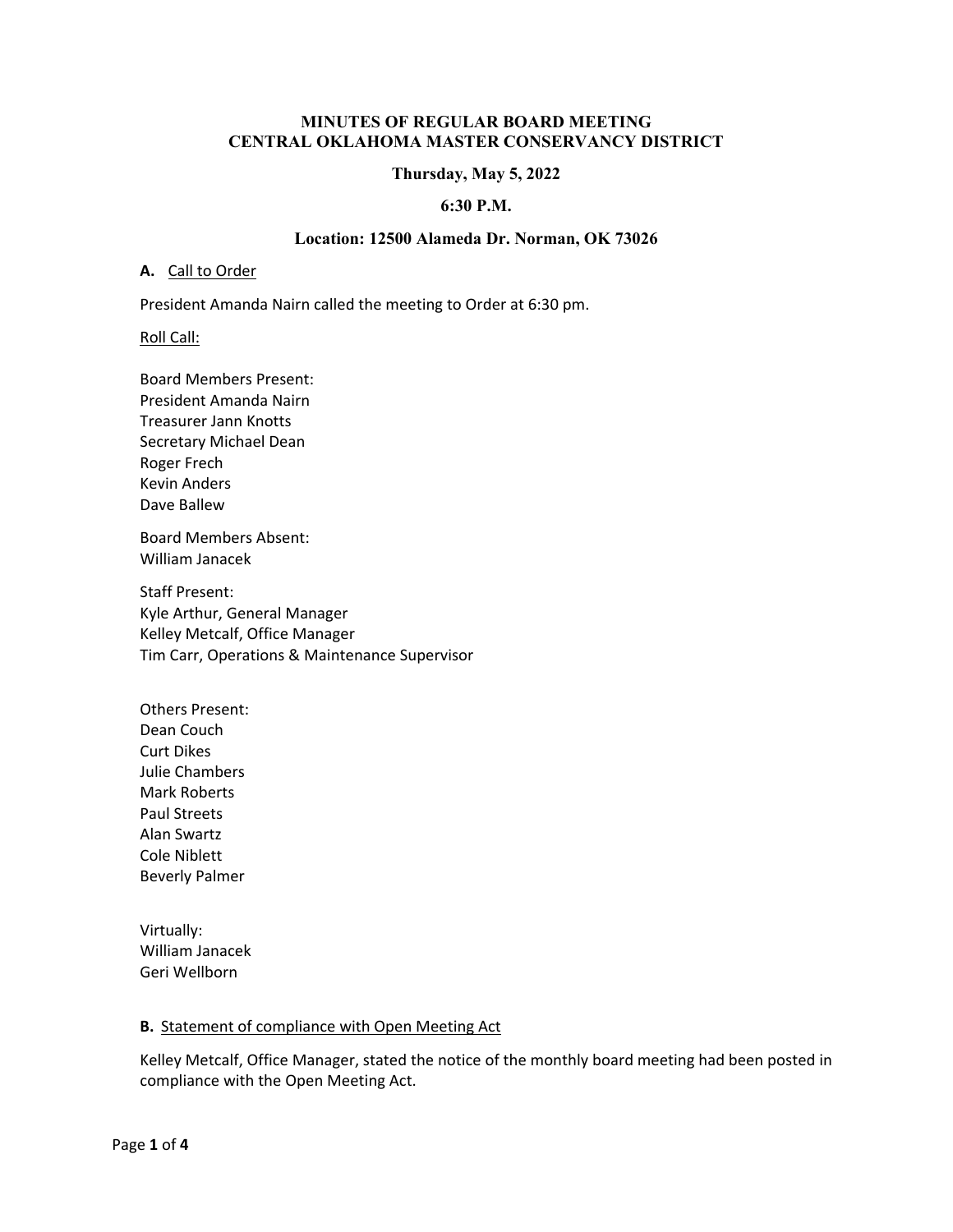# MINUTES OF REGULAR BOARD MEETING
# CENTRAL OKLAHOMA MASTER CONSERVANCY DISTRICT

**Thursday, May 5, 2022**

**6:30 P.M.**

**Location: 12500 Alameda Dr. Norman, OK 73026**

**A.** Call to Order

President Amanda Nairn called the meeting to Order at 6:30 pm.

Roll Call:

Board Members Present:
President Amanda Nairn
Treasurer Jann Knotts
Secretary Michael Dean
Roger Frech
Kevin Anders
Dave Ballew

Board Members Absent:
William Janacek

Staff Present:
Kyle Arthur, General Manager
Kelley Metcalf, Office Manager
Tim Carr, Operations & Maintenance Supervisor

Others Present:
Dean Couch
Curt Dikes
Julie Chambers
Mark Roberts
Paul Streets
Alan Swartz
Cole Niblett
Beverly Palmer

Virtually:
William Janacek
Geri Wellborn

**B.** Statement of compliance with Open Meeting Act

Kelley Metcalf, Office Manager, stated the notice of the monthly board meeting had been posted in compliance with the Open Meeting Act.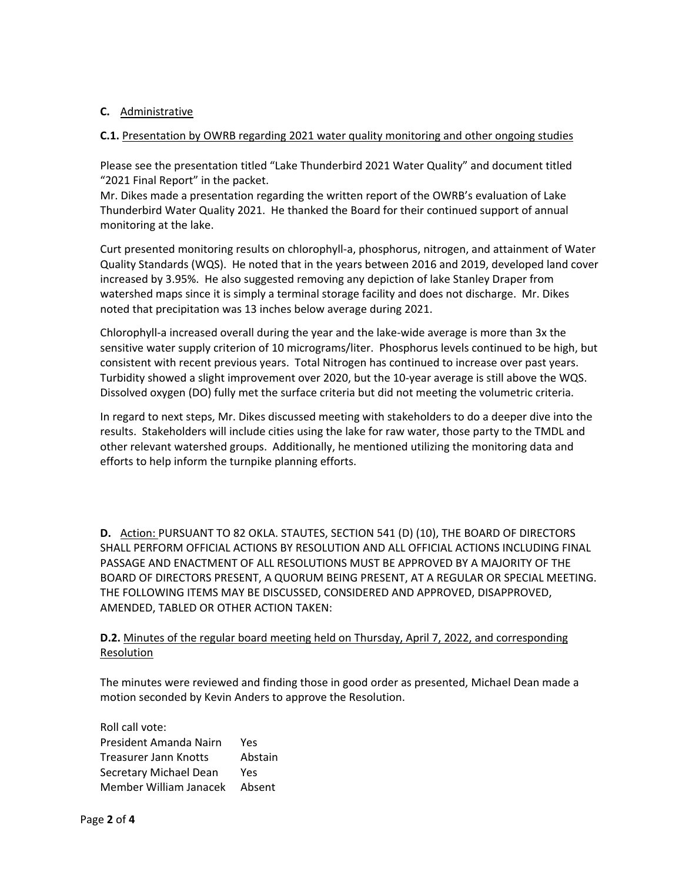**C.** <u>Administrative</u>

**C.1.** <u>Presentation by OWRB regarding 2021 water quality monitoring and other ongoing studies</u>

Please see the presentation titled "Lake Thunderbird 2021 Water Quality" and document titled "2021 Final Report" in the packet.
Mr. Dikes made a presentation regarding the written report of the OWRB's evaluation of Lake Thunderbird Water Quality 2021. He thanked the Board for their continued support of annual monitoring at the lake.

Curt presented monitoring results on chlorophyll-a, phosphorus, nitrogen, and attainment of Water Quality Standards (WQS). He noted that in the years between 2016 and 2019, developed land cover increased by 3.95%. He also suggested removing any depiction of lake Stanley Draper from watershed maps since it is simply a terminal storage facility and does not discharge. Mr. Dikes noted that precipitation was 13 inches below average during 2021.

Chlorophyll-a increased overall during the year and the lake-wide average is more than 3x the sensitive water supply criterion of 10 micrograms/liter. Phosphorus levels continued to be high, but consistent with recent previous years. Total Nitrogen has continued to increase over past years. Turbidity showed a slight improvement over 2020, but the 10-year average is still above the WQS. Dissolved oxygen (DO) fully met the surface criteria but did not meeting the volumetric criteria.

In regard to next steps, Mr. Dikes discussed meeting with stakeholders to do a deeper dive into the results. Stakeholders will include cities using the lake for raw water, those party to the TMDL and other relevant watershed groups. Additionally, he mentioned utilizing the monitoring data and efforts to help inform the turnpike planning efforts.

**D.** <u>Action:</u> PURSUANT TO 82 OKLA. STAUTES, SECTION 541 (D) (10), THE BOARD OF DIRECTORS SHALL PERFORM OFFICIAL ACTIONS BY RESOLUTION AND ALL OFFICIAL ACTIONS INCLUDING FINAL PASSAGE AND ENACTMENT OF ALL RESOLUTIONS MUST BE APPROVED BY A MAJORITY OF THE BOARD OF DIRECTORS PRESENT, A QUORUM BEING PRESENT, AT A REGULAR OR SPECIAL MEETING. THE FOLLOWING ITEMS MAY BE DISCUSSED, CONSIDERED AND APPROVED, DISAPPROVED, AMENDED, TABLED OR OTHER ACTION TAKEN:

**D.2.** <u>Minutes of the regular board meeting held on Thursday, April 7, 2022, and corresponding Resolution</u>

The minutes were reviewed and finding those in good order as presented, Michael Dean made a motion seconded by Kevin Anders to approve the Resolution.

Roll call vote:

| | |
|---|---|
| President Amanda Nairn | Yes |
| Treasurer Jann Knotts | Abstain |
| Secretary Michael Dean | Yes |
| Member William Janacek | Absent |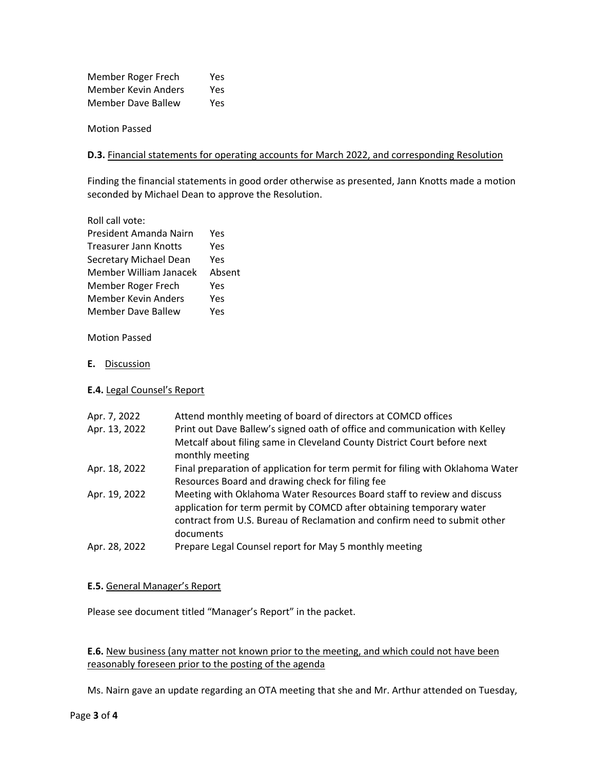Member Roger Frech Yes
Member Kevin Anders Yes
Member Dave Ballew Yes

Motion Passed

**D.3.** Financial statements for operating accounts for March 2022, and corresponding Resolution

Finding the financial statements in good order otherwise as presented, Jann Knotts made a motion seconded by Michael Dean to approve the Resolution.

Roll call vote:

| | |
|---|---|
| President Amanda Nairn | Yes |
| Treasurer Jann Knotts | Yes |
| Secretary Michael Dean | Yes |
| Member William Janacek | Absent |
| Member Roger Frech | Yes |
| Member Kevin Anders | Yes |
| Member Dave Ballew | Yes |

Motion Passed

**E.** Discussion

**E.4.** Legal Counsel's Report

| | |
|---|---|
| Apr. 7, 2022 | Attend monthly meeting of board of directors at COMCD offices |
| Apr. 13, 2022 | Print out Dave Ballew's signed oath of office and communication with Kelley Metcalf about filing same in Cleveland County District Court before next monthly meeting |
| Apr. 18, 2022 | Final preparation of application for term permit for filing with Oklahoma Water Resources Board and drawing check for filing fee |
| Apr. 19, 2022 | Meeting with Oklahoma Water Resources Board staff to review and discuss application for term permit by COMCD after obtaining temporary water contract from U.S. Bureau of Reclamation and confirm need to submit other documents |
| Apr. 28, 2022 | Prepare Legal Counsel report for May 5 monthly meeting |

**E.5.** General Manager's Report

Please see document titled "Manager's Report" in the packet.

**E.6.** New business (any matter not known prior to the meeting, and which could not have been reasonably foreseen prior to the posting of the agenda

Ms. Nairn gave an update regarding an OTA meeting that she and Mr. Arthur attended on Tuesday,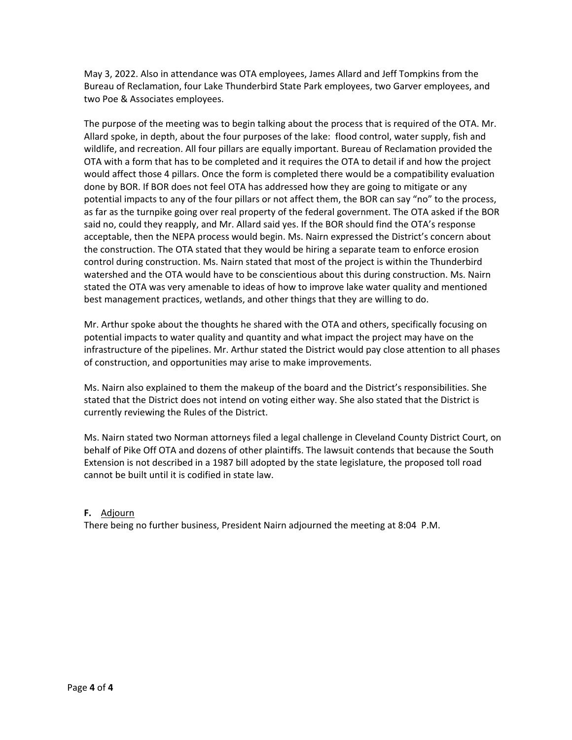May 3, 2022. Also in attendance was OTA employees, James Allard and Jeff Tompkins from the Bureau of Reclamation, four Lake Thunderbird State Park employees, two Garver employees, and two Poe & Associates employees.

The purpose of the meeting was to begin talking about the process that is required of the OTA. Mr. Allard spoke, in depth, about the four purposes of the lake: flood control, water supply, fish and wildlife, and recreation. All four pillars are equally important. Bureau of Reclamation provided the OTA with a form that has to be completed and it requires the OTA to detail if and how the project would affect those 4 pillars. Once the form is completed there would be a compatibility evaluation done by BOR. If BOR does not feel OTA has addressed how they are going to mitigate or any potential impacts to any of the four pillars or not affect them, the BOR can say "no" to the process, as far as the turnpike going over real property of the federal government. The OTA asked if the BOR said no, could they reapply, and Mr. Allard said yes. If the BOR should find the OTA's response acceptable, then the NEPA process would begin. Ms. Nairn expressed the District's concern about the construction. The OTA stated that they would be hiring a separate team to enforce erosion control during construction. Ms. Nairn stated that most of the project is within the Thunderbird watershed and the OTA would have to be conscientious about this during construction. Ms. Nairn stated the OTA was very amenable to ideas of how to improve lake water quality and mentioned best management practices, wetlands, and other things that they are willing to do.

Mr. Arthur spoke about the thoughts he shared with the OTA and others, specifically focusing on potential impacts to water quality and quantity and what impact the project may have on the infrastructure of the pipelines. Mr. Arthur stated the District would pay close attention to all phases of construction, and opportunities may arise to make improvements.

Ms. Nairn also explained to them the makeup of the board and the District's responsibilities. She stated that the District does not intend on voting either way. She also stated that the District is currently reviewing the Rules of the District.

Ms. Nairn stated two Norman attorneys filed a legal challenge in Cleveland County District Court, on behalf of Pike Off OTA and dozens of other plaintiffs. The lawsuit contends that because the South Extension is not described in a 1987 bill adopted by the state legislature, the proposed toll road cannot be built until it is codified in state law.

**F.** Adjourn

There being no further business, President Nairn adjourned the meeting at 8:04 P.M.